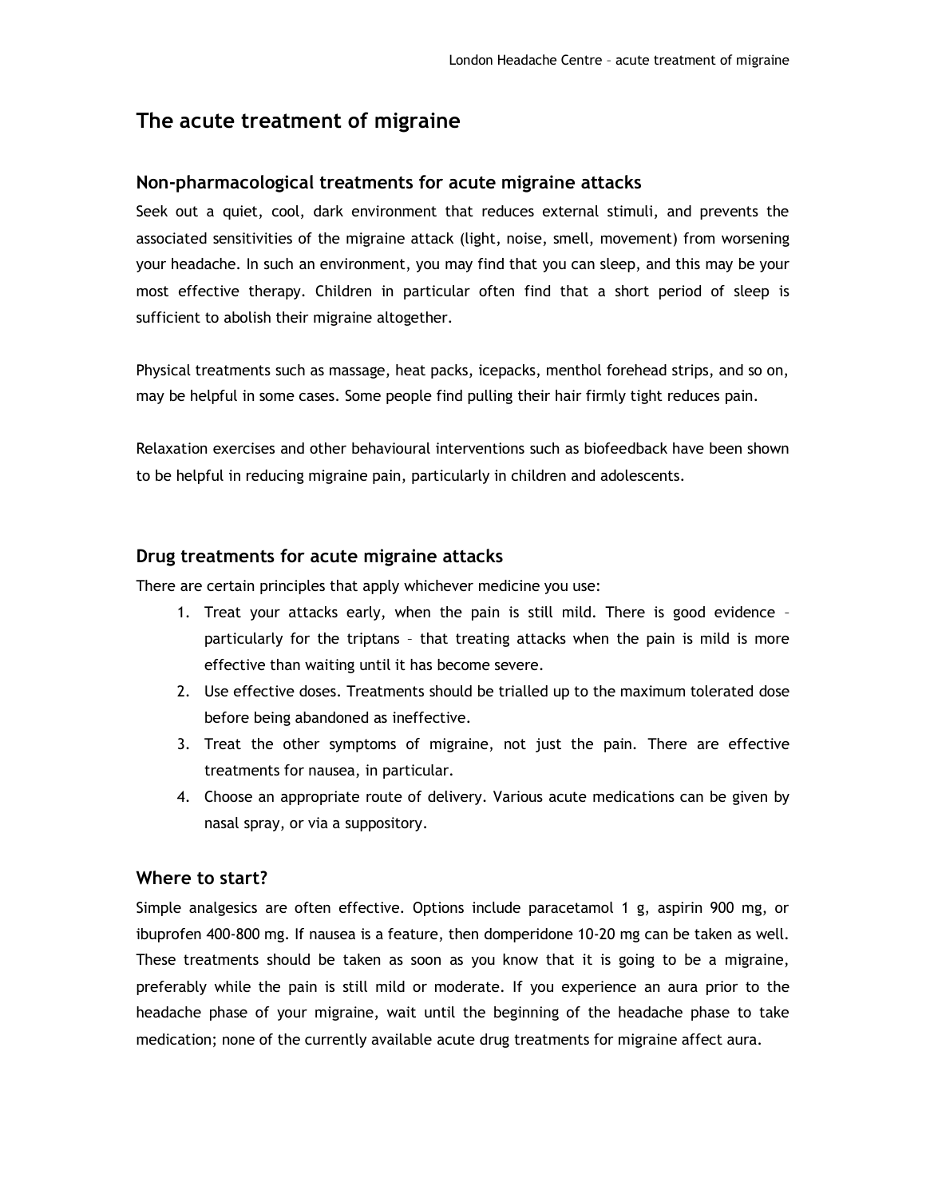# The acute treatment of migraine

## Non-pharmacological treatments for acute migraine attacks

Seek out a quiet, cool, dark environment that reduces external stimuli, and prevents the associated sensitivities of the migraine attack (light, noise, smell, movement) from worsening your headache. In such an environment, you may find that you can sleep, and this may be your most effective therapy. Children in particular often find that a short period of sleep is sufficient to abolish their migraine altogether.

Physical treatments such as massage, heat packs, icepacks, menthol forehead strips, and so on, may be helpful in some cases. Some people find pulling their hair firmly tight reduces pain.

Relaxation exercises and other behavioural interventions such as biofeedback have been shown to be helpful in reducing migraine pain, particularly in children and adolescents.

## Drug treatments for acute migraine attacks

There are certain principles that apply whichever medicine you use:

1. Treat your attacks early, when the pain is still mild. There is good evidence – particularly for the triptans – that treating attacks when the pain is mild is more effective than waiting until it has become severe.
2. Use effective doses. Treatments should be trialled up to the maximum tolerated dose before being abandoned as ineffective.
3. Treat the other symptoms of migraine, not just the pain. There are effective treatments for nausea, in particular.
4. Choose an appropriate route of delivery. Various acute medications can be given by nasal spray, or via a suppository.

## Where to start?

Simple analgesics are often effective. Options include paracetamol 1 g, aspirin 900 mg, or ibuprofen 400-800 mg. If nausea is a feature, then domperidone 10-20 mg can be taken as well. These treatments should be taken as soon as you know that it is going to be a migraine, preferably while the pain is still mild or moderate. If you experience an aura prior to the headache phase of your migraine, wait until the beginning of the headache phase to take medication; none of the currently available acute drug treatments for migraine affect aura.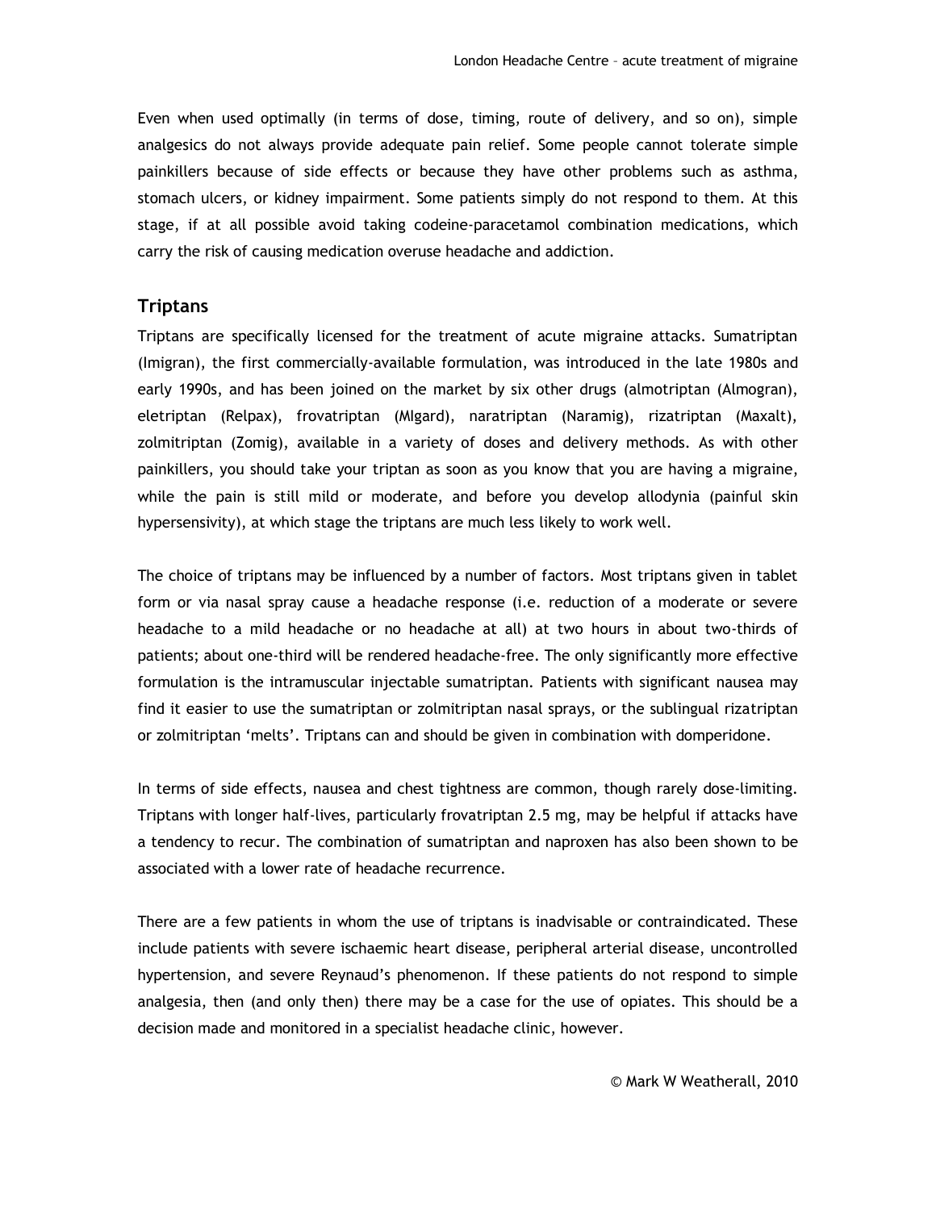Even when used optimally (in terms of dose, timing, route of delivery, and so on), simple analgesics do not always provide adequate pain relief. Some people cannot tolerate simple painkillers because of side effects or because they have other problems such as asthma, stomach ulcers, or kidney impairment. Some patients simply do not respond to them. At this stage, if at all possible avoid taking codeine-paracetamol combination medications, which carry the risk of causing medication overuse headache and addiction.

## Triptans

Triptans are specifically licensed for the treatment of acute migraine attacks. Sumatriptan (Imigran), the first commercially-available formulation, was introduced in the late 1980s and early 1990s, and has been joined on the market by six other drugs (almotriptan (Almogran), eletriptan (Relpax), frovatriptan (Migard), naratriptan (Naramig), rizatriptan (Maxalt), zolmitriptan (Zomig), available in a variety of doses and delivery methods. As with other painkillers, you should take your triptan as soon as you know that you are having a migraine, while the pain is still mild or moderate, and before you develop allodynia (painful skin hypersensivity), at which stage the triptans are much less likely to work well.

The choice of triptans may be influenced by a number of factors. Most triptans given in tablet form or via nasal spray cause a headache response (i.e. reduction of a moderate or severe headache to a mild headache or no headache at all) at two hours in about two-thirds of patients; about one-third will be rendered headache-free. The only significantly more effective formulation is the intramuscular injectable sumatriptan. Patients with significant nausea may find it easier to use the sumatriptan or zolmitriptan nasal sprays, or the sublingual rizatriptan or zolmitriptan 'melts'. Triptans can and should be given in combination with domperidone.

In terms of side effects, nausea and chest tightness are common, though rarely dose-limiting. Triptans with longer half-lives, particularly frovatriptan 2.5 mg, may be helpful if attacks have a tendency to recur. The combination of sumatriptan and naproxen has also been shown to be associated with a lower rate of headache recurrence.

There are a few patients in whom the use of triptans is inadvisable or contraindicated. These include patients with severe ischaemic heart disease, peripheral arterial disease, uncontrolled hypertension, and severe Reynaud's phenomenon. If these patients do not respond to simple analgesia, then (and only then) there may be a case for the use of opiates. This should be a decision made and monitored in a specialist headache clinic, however.

© Mark W Weatherall, 2010